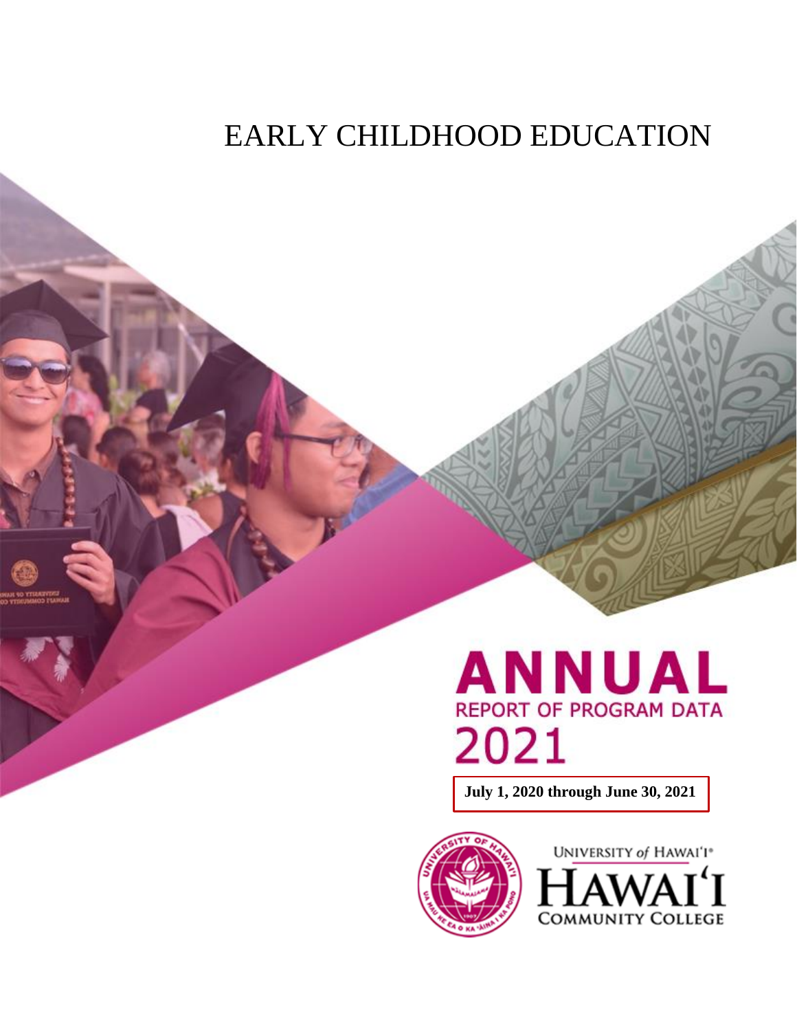# EARLY CHILDHOOD EDUCATION

# ANNUAL

## REPORT OF PROGRAM DATA

## 2021

**July 1, 2020 through June 30, 2021**

UNIVERSITY of HAWAIʻI®

HAWAIʻI COMMUNITY COLLEGE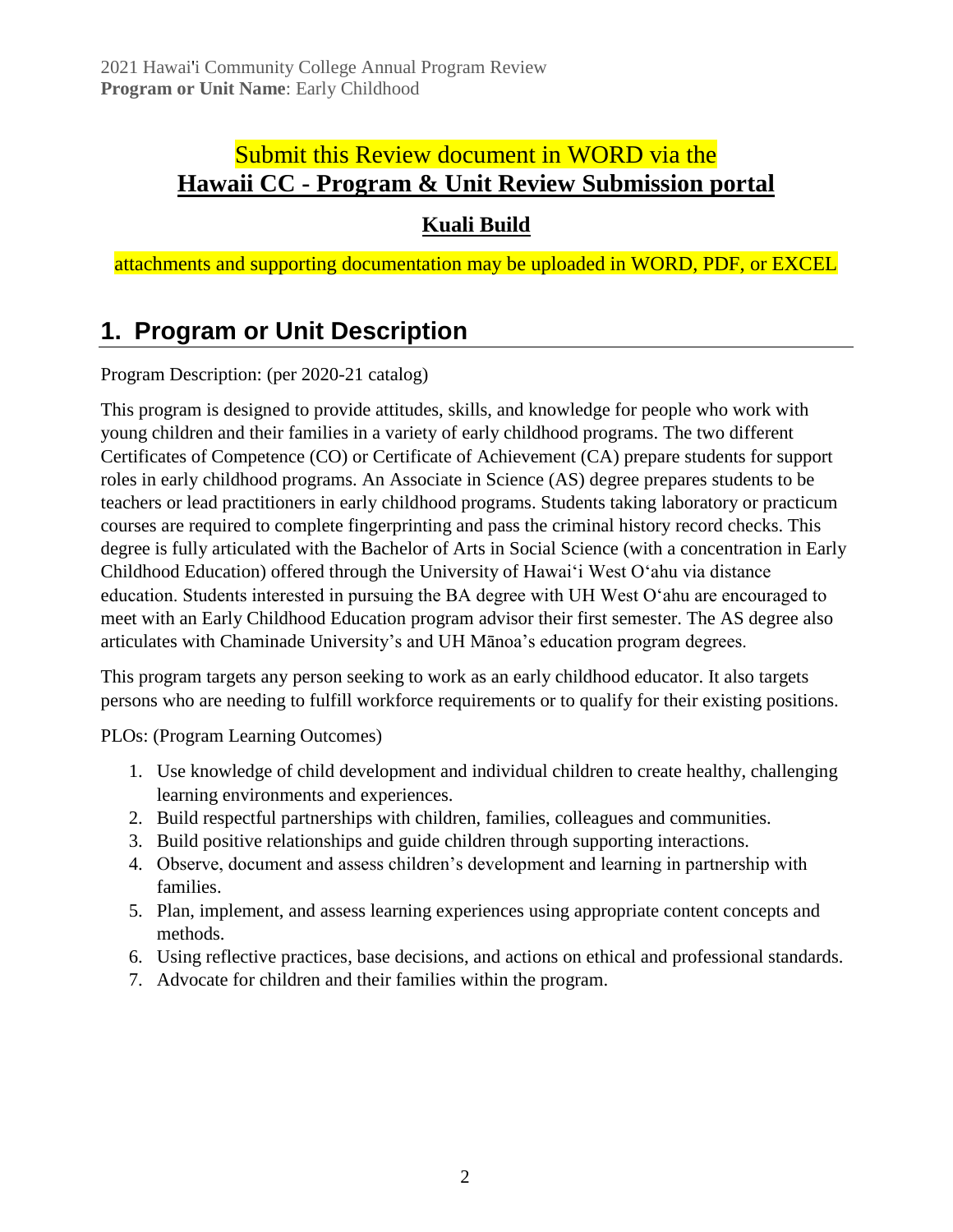Submit this Review document in WORD via the
**Hawaii CC - Program & Unit Review Submission portal**

**Kuali Build**

attachments and supporting documentation may be uploaded in WORD, PDF, or EXCEL

## 1. Program or Unit Description

Program Description: (per 2020-21 catalog)

This program is designed to provide attitudes, skills, and knowledge for people who work with young children and their families in a variety of early childhood programs. The two different Certificates of Competence (CO) or Certificate of Achievement (CA) prepare students for support roles in early childhood programs. An Associate in Science (AS) degree prepares students to be teachers or lead practitioners in early childhood programs. Students taking laboratory or practicum courses are required to complete fingerprinting and pass the criminal history record checks. This degree is fully articulated with the Bachelor of Arts in Social Science (with a concentration in Early Childhood Education) offered through the University of Hawai'i West O'ahu via distance education. Students interested in pursuing the BA degree with UH West O'ahu are encouraged to meet with an Early Childhood Education program advisor their first semester. The AS degree also articulates with Chaminade University's and UH Mānoa's education program degrees.

This program targets any person seeking to work as an early childhood educator. It also targets persons who are needing to fulfill workforce requirements or to qualify for their existing positions.

PLOs: (Program Learning Outcomes)

1. Use knowledge of child development and individual children to create healthy, challenging learning environments and experiences.
2. Build respectful partnerships with children, families, colleagues and communities.
3. Build positive relationships and guide children through supporting interactions.
4. Observe, document and assess children's development and learning in partnership with families.
5. Plan, implement, and assess learning experiences using appropriate content concepts and methods.
6. Using reflective practices, base decisions, and actions on ethical and professional standards.
7. Advocate for children and their families within the program.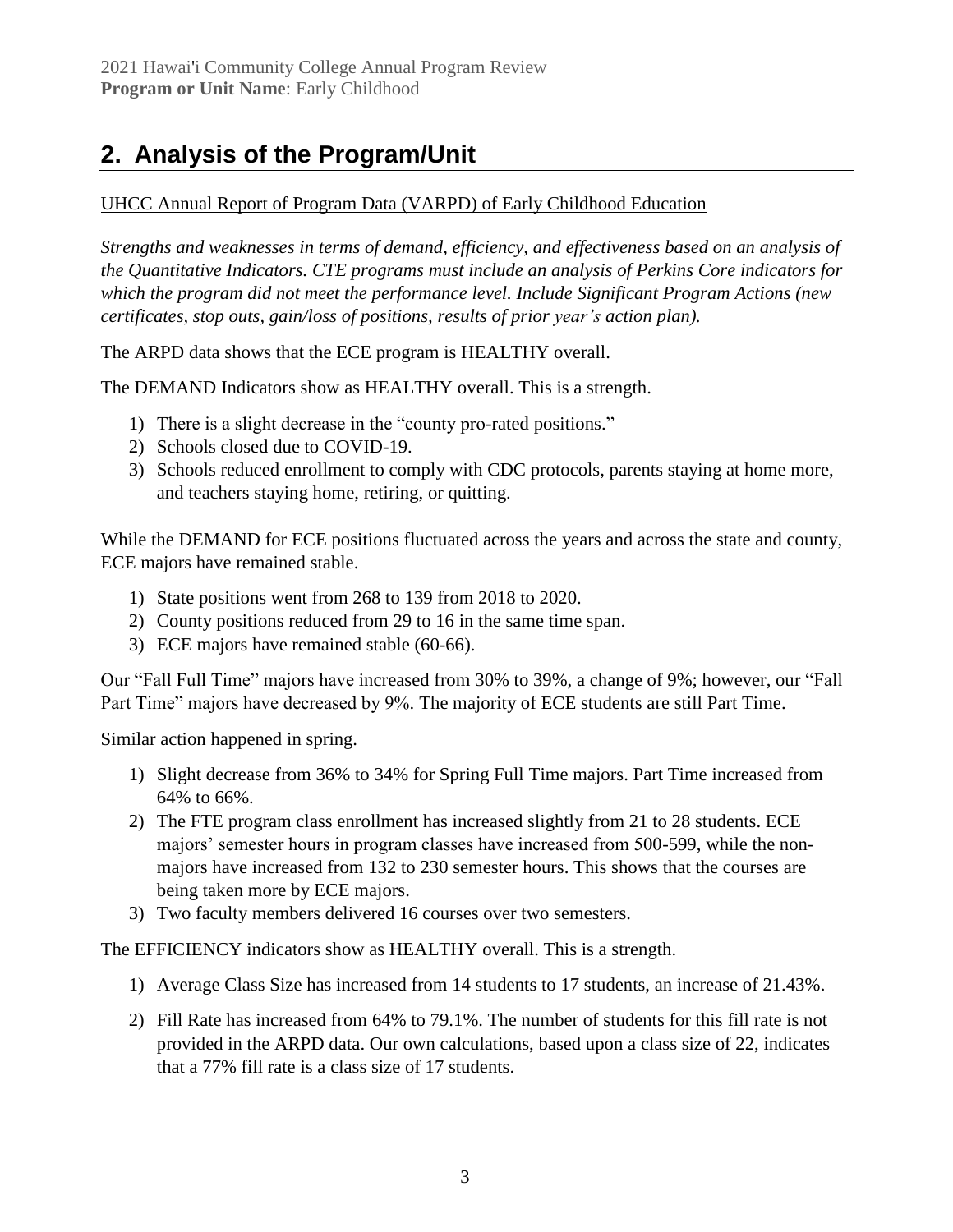# 2. Analysis of the Program/Unit

UHCC Annual Report of Program Data (VARPD) of Early Childhood Education

*Strengths and weaknesses in terms of demand, efficiency, and effectiveness based on an analysis of the Quantitative Indicators. CTE programs must include an analysis of Perkins Core indicators for which the program did not meet the performance level. Include Significant Program Actions (new certificates, stop outs, gain/loss of positions, results of prior year's action plan).*

The ARPD data shows that the ECE program is HEALTHY overall.

The DEMAND Indicators show as HEALTHY overall. This is a strength.

1) There is a slight decrease in the "county pro-rated positions."
2) Schools closed due to COVID-19.
3) Schools reduced enrollment to comply with CDC protocols, parents staying at home more, and teachers staying home, retiring, or quitting.

While the DEMAND for ECE positions fluctuated across the years and across the state and county, ECE majors have remained stable.

1) State positions went from 268 to 139 from 2018 to 2020.
2) County positions reduced from 29 to 16 in the same time span.
3) ECE majors have remained stable (60-66).

Our "Fall Full Time" majors have increased from 30% to 39%, a change of 9%; however, our "Fall Part Time" majors have decreased by 9%. The majority of ECE students are still Part Time.

Similar action happened in spring.

1) Slight decrease from 36% to 34% for Spring Full Time majors. Part Time increased from 64% to 66%.
2) The FTE program class enrollment has increased slightly from 21 to 28 students. ECE majors' semester hours in program classes have increased from 500-599, while the non-majors have increased from 132 to 230 semester hours. This shows that the courses are being taken more by ECE majors.
3) Two faculty members delivered 16 courses over two semesters.

The EFFICIENCY indicators show as HEALTHY overall. This is a strength.

1) Average Class Size has increased from 14 students to 17 students, an increase of 21.43%.
2) Fill Rate has increased from 64% to 79.1%. The number of students for this fill rate is not provided in the ARPD data. Our own calculations, based upon a class size of 22, indicates that a 77% fill rate is a class size of 17 students.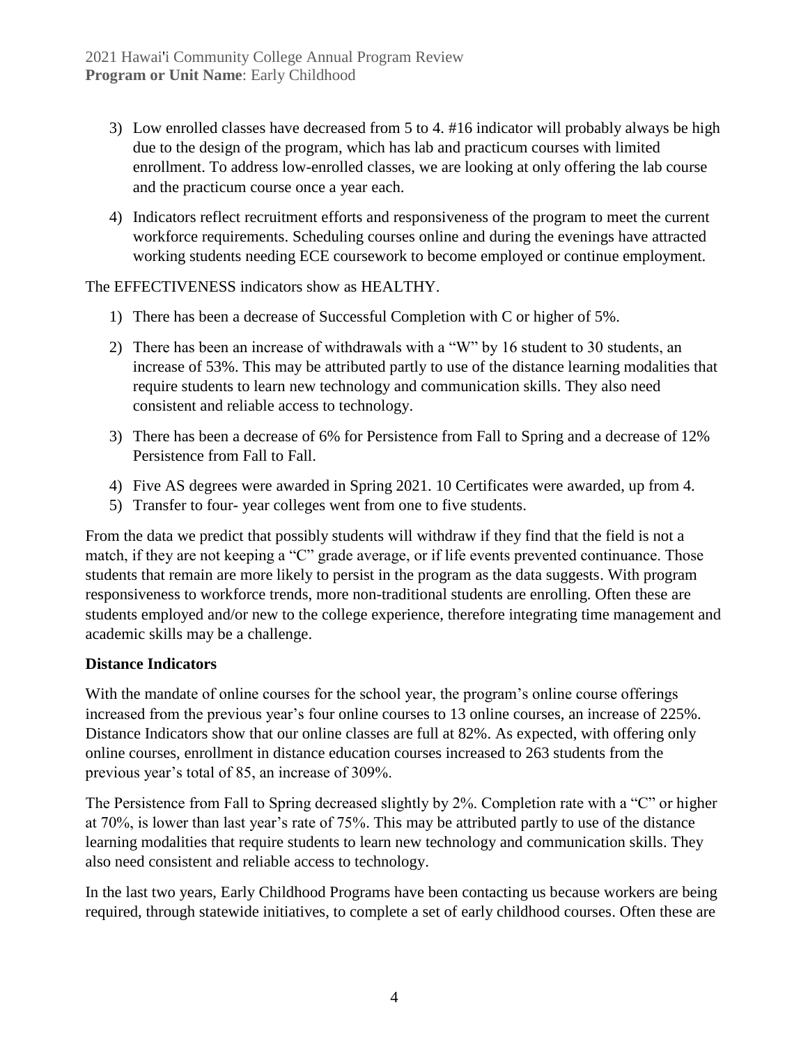3) Low enrolled classes have decreased from 5 to 4. #16 indicator will probably always be high due to the design of the program, which has lab and practicum courses with limited enrollment. To address low-enrolled classes, we are looking at only offering the lab course and the practicum course once a year each.

4) Indicators reflect recruitment efforts and responsiveness of the program to meet the current workforce requirements. Scheduling courses online and during the evenings have attracted working students needing ECE coursework to become employed or continue employment.

The EFFECTIVENESS indicators show as HEALTHY.

1) There has been a decrease of Successful Completion with C or higher of 5%.
2) There has been an increase of withdrawals with a "W" by 16 student to 30 students, an increase of 53%. This may be attributed partly to use of the distance learning modalities that require students to learn new technology and communication skills. They also need consistent and reliable access to technology.
3) There has been a decrease of 6% for Persistence from Fall to Spring and a decrease of 12% Persistence from Fall to Fall.
4) Five AS degrees were awarded in Spring 2021. 10 Certificates were awarded, up from 4.
5) Transfer to four- year colleges went from one to five students.

From the data we predict that possibly students will withdraw if they find that the field is not a match, if they are not keeping a "C" grade average, or if life events prevented continuance. Those students that remain are more likely to persist in the program as the data suggests. With program responsiveness to workforce trends, more non-traditional students are enrolling. Often these are students employed and/or new to the college experience, therefore integrating time management and academic skills may be a challenge.

**Distance Indicators**

With the mandate of online courses for the school year, the program's online course offerings increased from the previous year's four online courses to 13 online courses, an increase of 225%. Distance Indicators show that our online classes are full at 82%. As expected, with offering only online courses, enrollment in distance education courses increased to 263 students from the previous year's total of 85, an increase of 309%.

The Persistence from Fall to Spring decreased slightly by 2%. Completion rate with a "C" or higher at 70%, is lower than last year's rate of 75%. This may be attributed partly to use of the distance learning modalities that require students to learn new technology and communication skills. They also need consistent and reliable access to technology.

In the last two years, Early Childhood Programs have been contacting us because workers are being required, through statewide initiatives, to complete a set of early childhood courses. Often these are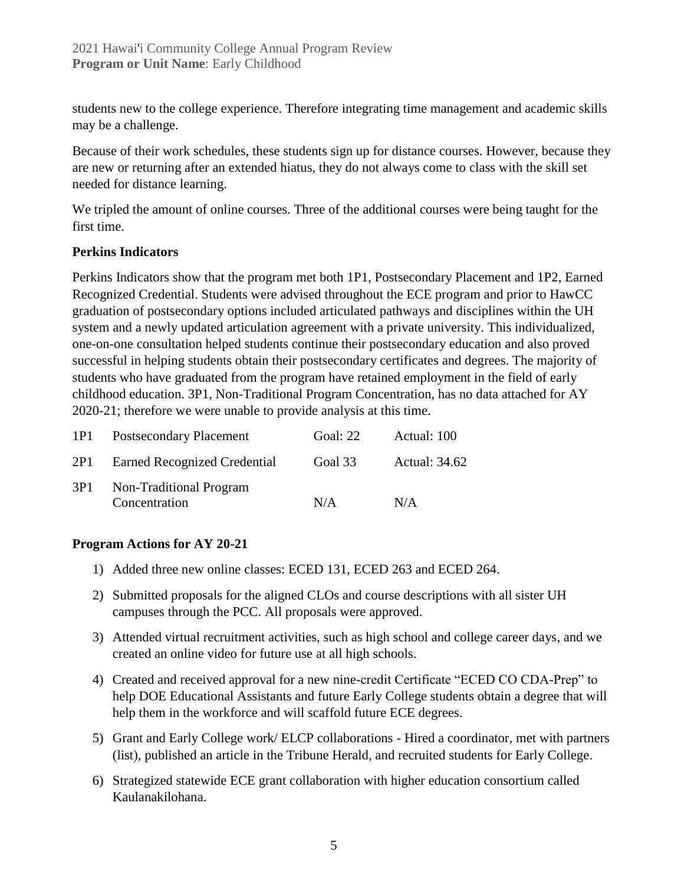students new to the college experience. Therefore integrating time management and academic skills may be a challenge.

Because of their work schedules, these students sign up for distance courses. However, because they are new or returning after an extended hiatus, they do not always come to class with the skill set needed for distance learning.

We tripled the amount of online courses. Three of the additional courses were being taught for the first time.

**Perkins Indicators**

Perkins Indicators show that the program met both 1P1, Postsecondary Placement and 1P2, Earned Recognized Credential. Students were advised throughout the ECE program and prior to HawCC graduation of postsecondary options included articulated pathways and disciplines within the UH system and a newly updated articulation agreement with a private university. This individualized, one-on-one consultation helped students continue their postsecondary education and also proved successful in helping students obtain their postsecondary certificates and degrees. The majority of students who have graduated from the program have retained employment in the field of early childhood education. 3P1, Non-Traditional Program Concentration, has no data attached for AY 2020-21; therefore we were unable to provide analysis at this time.

| | | | |
|---|---|---|---|
| 1P1 | Postsecondary Placement | Goal: 22 | Actual: 100 |
| 2P1 | Earned Recognized Credential | Goal 33 | Actual: 34.62 |
| 3P1 | Non-Traditional Program Concentration | N/A | N/A |

**Program Actions for AY 20-21**

1) Added three new online classes: ECED 131, ECED 263 and ECED 264.
2) Submitted proposals for the aligned CLOs and course descriptions with all sister UH campuses through the PCC. All proposals were approved.
3) Attended virtual recruitment activities, such as high school and college career days, and we created an online video for future use at all high schools.
4) Created and received approval for a new nine-credit Certificate "ECED CO CDA-Prep" to help DOE Educational Assistants and future Early College students obtain a degree that will help them in the workforce and will scaffold future ECE degrees.
5) Grant and Early College work/ ELCP collaborations - Hired a coordinator, met with partners (list), published an article in the Tribune Herald, and recruited students for Early College.
6) Strategized statewide ECE grant collaboration with higher education consortium called Kaulanakilohana.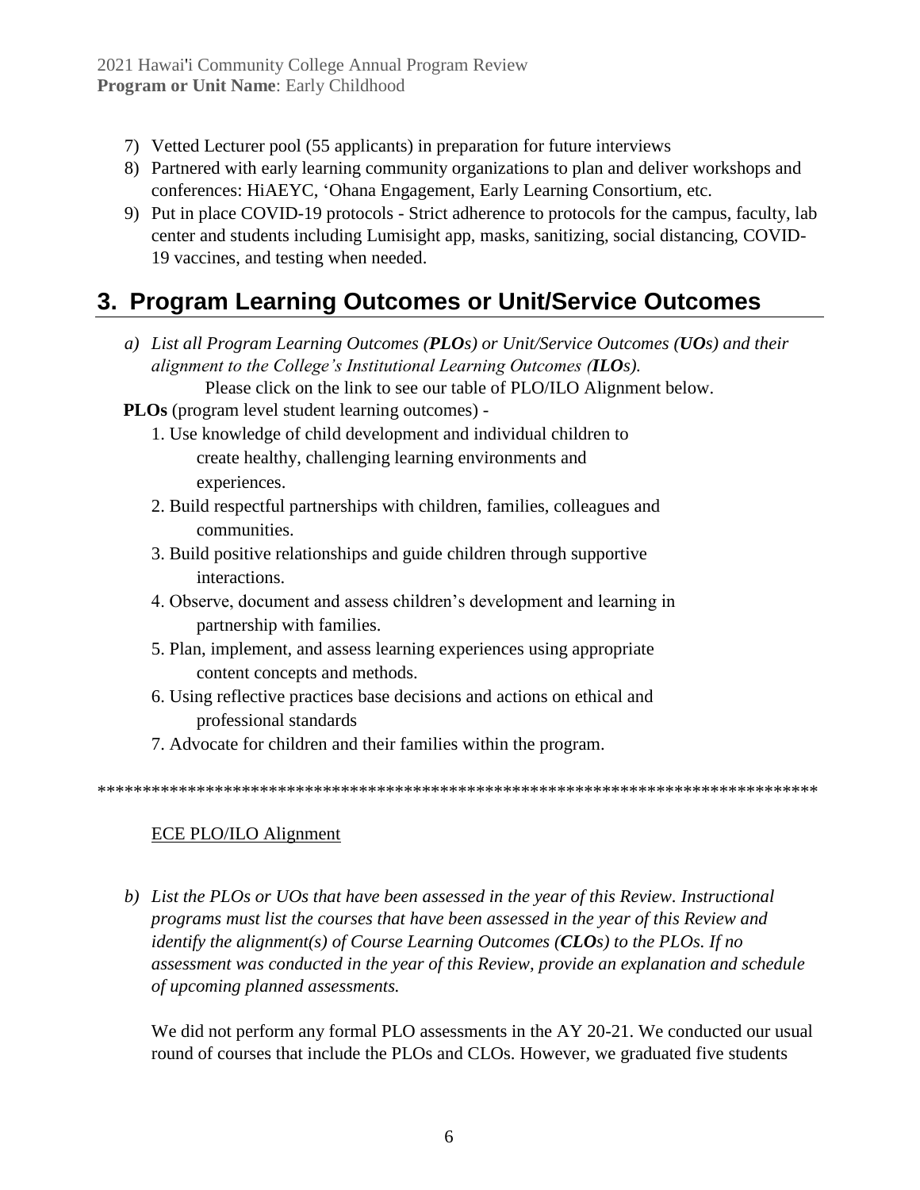7) Vetted Lecturer pool (55 applicants) in preparation for future interviews
8) Partnered with early learning community organizations to plan and deliver workshops and conferences: HiAEYC, 'Ohana Engagement, Early Learning Consortium, etc.
9) Put in place COVID-19 protocols - Strict adherence to protocols for the campus, faculty, lab center and students including Lumisight app, masks, sanitizing, social distancing, COVID-19 vaccines, and testing when needed.

# 3. Program Learning Outcomes or Unit/Service Outcomes

a) *List all Program Learning Outcomes (**PLOs**) or Unit/Service Outcomes (**UOs**) and their alignment to the College's Institutional Learning Outcomes (**ILOs**).*

Please click on the link to see our table of PLO/ILO Alignment below.

**PLOs** (program level student learning outcomes) -

1. Use knowledge of child development and individual children to create healthy, challenging learning environments and experiences.
2. Build respectful partnerships with children, families, colleagues and communities.
3. Build positive relationships and guide children through supportive interactions.
4. Observe, document and assess children's development and learning in partnership with families.
5. Plan, implement, and assess learning experiences using appropriate content concepts and methods.
6. Using reflective practices base decisions and actions on ethical and professional standards
7. Advocate for children and their families within the program.

*********************************************************************************

ECE PLO/ILO Alignment

b) *List the PLOs or UOs that have been assessed in the year of this Review. Instructional programs must list the courses that have been assessed in the year of this Review and identify the alignment(s) of Course Learning Outcomes (**CLOs**) to the PLOs. If no assessment was conducted in the year of this Review, provide an explanation and schedule of upcoming planned assessments.*

We did not perform any formal PLO assessments in the AY 20-21. We conducted our usual round of courses that include the PLOs and CLOs. However, we graduated five students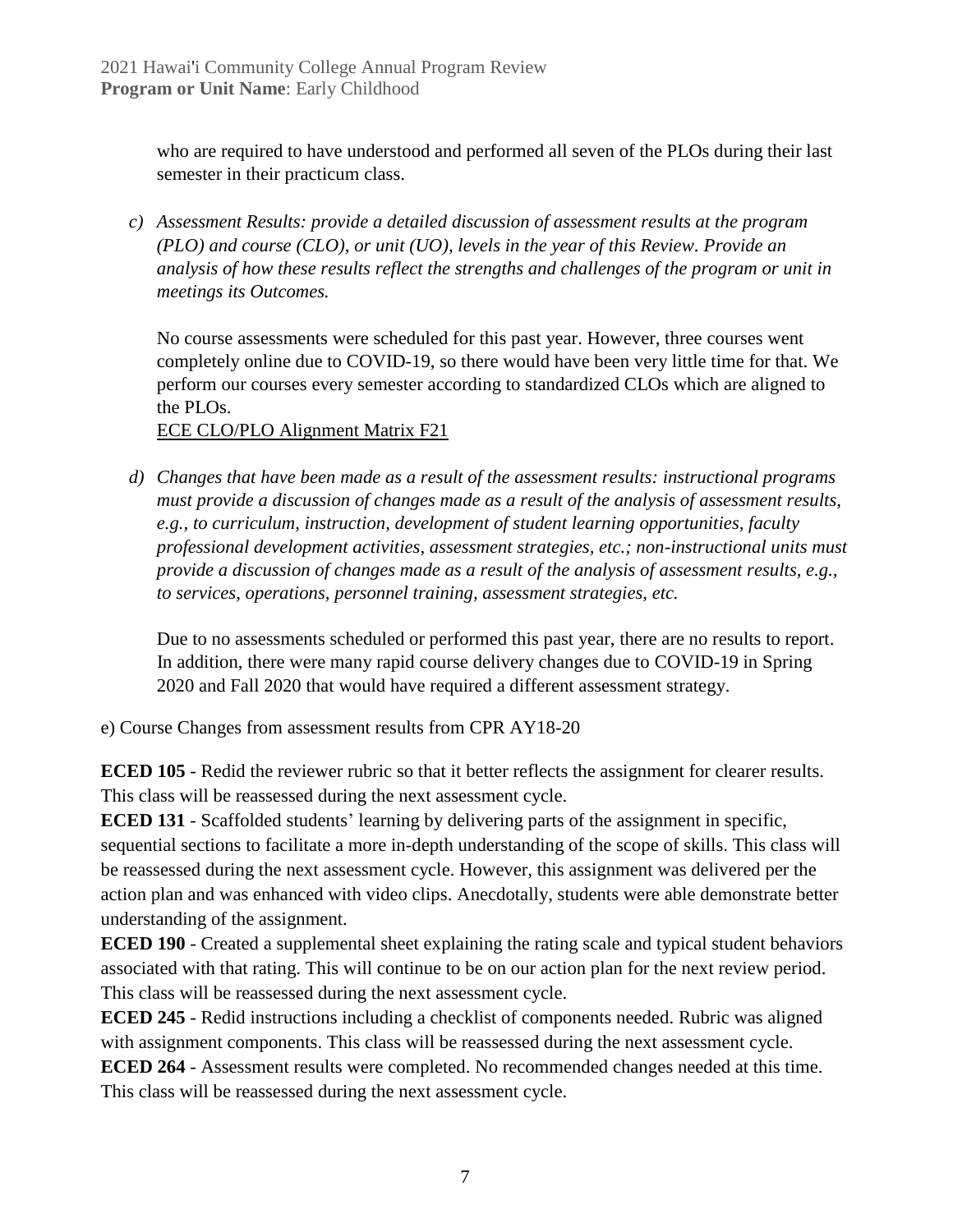who are required to have understood and performed all seven of the PLOs during their last semester in their practicum class.

c) *Assessment Results: provide a detailed discussion of assessment results at the program (PLO) and course (CLO), or unit (UO), levels in the year of this Review. Provide an analysis of how these results reflect the strengths and challenges of the program or unit in meetings its Outcomes.*

No course assessments were scheduled for this past year. However, three courses went completely online due to COVID-19, so there would have been very little time for that. We perform our courses every semester according to standardized CLOs which are aligned to the PLOs.
ECE CLO/PLO Alignment Matrix F21

d) *Changes that have been made as a result of the assessment results: instructional programs must provide a discussion of changes made as a result of the analysis of assessment results, e.g., to curriculum, instruction, development of student learning opportunities, faculty professional development activities, assessment strategies, etc.; non-instructional units must provide a discussion of changes made as a result of the analysis of assessment results, e.g., to services, operations, personnel training, assessment strategies, etc.*

Due to no assessments scheduled or performed this past year, there are no results to report. In addition, there were many rapid course delivery changes due to COVID-19 in Spring 2020 and Fall 2020 that would have required a different assessment strategy.

e) Course Changes from assessment results from CPR AY18-20

**ECED 105** - Redid the reviewer rubric so that it better reflects the assignment for clearer results. This class will be reassessed during the next assessment cycle.
**ECED 131** - Scaffolded students' learning by delivering parts of the assignment in specific, sequential sections to facilitate a more in-depth understanding of the scope of skills. This class will be reassessed during the next assessment cycle. However, this assignment was delivered per the action plan and was enhanced with video clips. Anecdotally, students were able demonstrate better understanding of the assignment.
**ECED 190** - Created a supplemental sheet explaining the rating scale and typical student behaviors associated with that rating. This will continue to be on our action plan for the next review period. This class will be reassessed during the next assessment cycle.
**ECED 245** - Redid instructions including a checklist of components needed. Rubric was aligned with assignment components. This class will be reassessed during the next assessment cycle.
**ECED 264** - Assessment results were completed. No recommended changes needed at this time. This class will be reassessed during the next assessment cycle.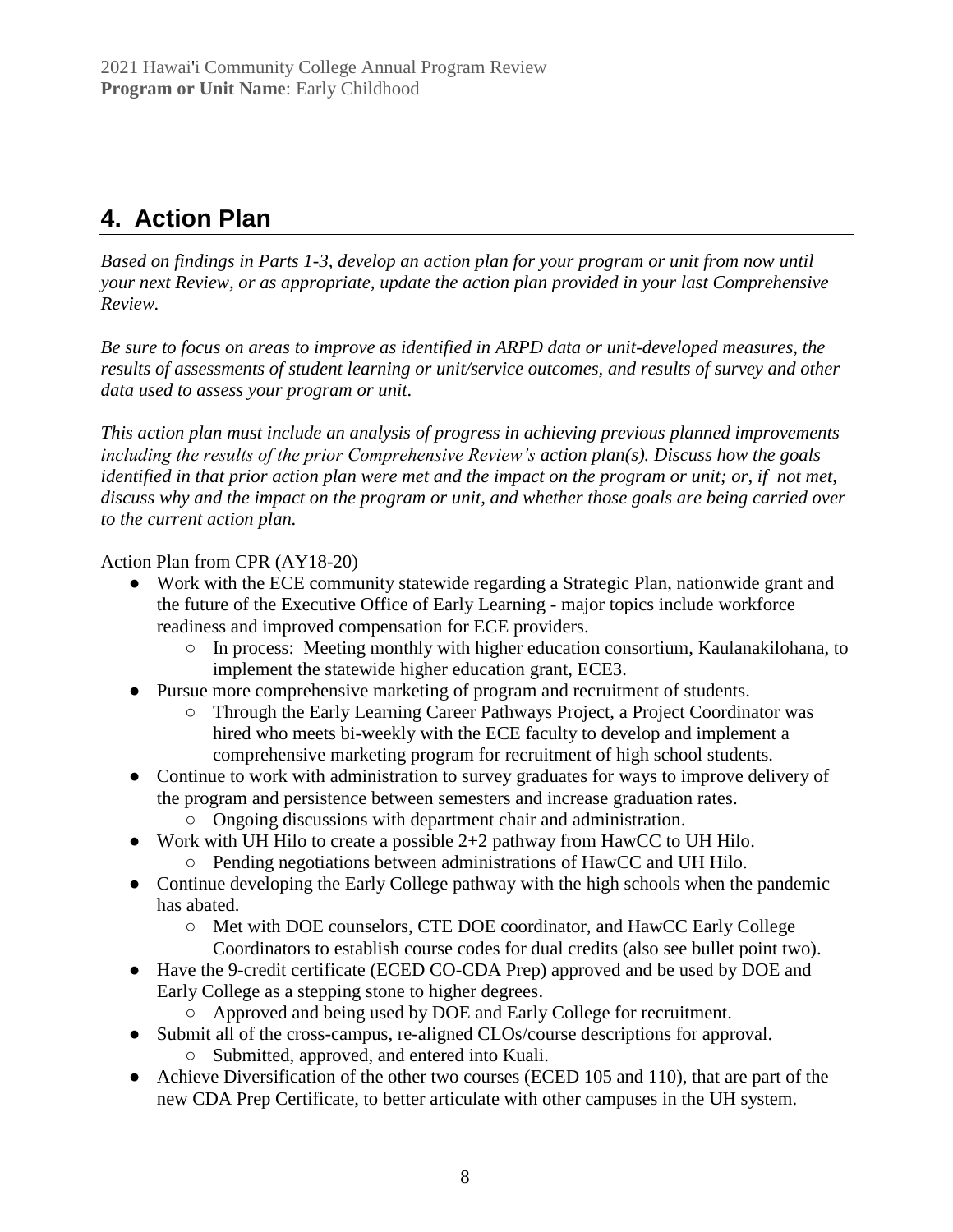## 4. Action Plan

*Based on findings in Parts 1-3, develop an action plan for your program or unit from now until your next Review, or as appropriate, update the action plan provided in your last Comprehensive Review.*

*Be sure to focus on areas to improve as identified in ARPD data or unit-developed measures, the results of assessments of student learning or unit/service outcomes, and results of survey and other data used to assess your program or unit.*

*This action plan must include an analysis of progress in achieving previous planned improvements including the results of the prior Comprehensive Review's action plan(s). Discuss how the goals identified in that prior action plan were met and the impact on the program or unit; or, if not met, discuss why and the impact on the program or unit, and whether those goals are being carried over to the current action plan.*

Action Plan from CPR (AY18-20)

- Work with the ECE community statewide regarding a Strategic Plan, nationwide grant and the future of the Executive Office of Early Learning - major topics include workforce readiness and improved compensation for ECE providers.
    - In process: Meeting monthly with higher education consortium, Kaulanakilohana, to implement the statewide higher education grant, ECE3.
- Pursue more comprehensive marketing of program and recruitment of students.
    - Through the Early Learning Career Pathways Project, a Project Coordinator was hired who meets bi-weekly with the ECE faculty to develop and implement a comprehensive marketing program for recruitment of high school students.
- Continue to work with administration to survey graduates for ways to improve delivery of the program and persistence between semesters and increase graduation rates.
    - Ongoing discussions with department chair and administration.
- Work with UH Hilo to create a possible 2+2 pathway from HawCC to UH Hilo.
    - Pending negotiations between administrations of HawCC and UH Hilo.
- Continue developing the Early College pathway with the high schools when the pandemic has abated.
    - Met with DOE counselors, CTE DOE coordinator, and HawCC Early College Coordinators to establish course codes for dual credits (also see bullet point two).
- Have the 9-credit certificate (ECED CO-CDA Prep) approved and be used by DOE and Early College as a stepping stone to higher degrees.
    - Approved and being used by DOE and Early College for recruitment.
- Submit all of the cross-campus, re-aligned CLOs/course descriptions for approval.
    - Submitted, approved, and entered into Kuali.
- Achieve Diversification of the other two courses (ECED 105 and 110), that are part of the new CDA Prep Certificate, to better articulate with other campuses in the UH system.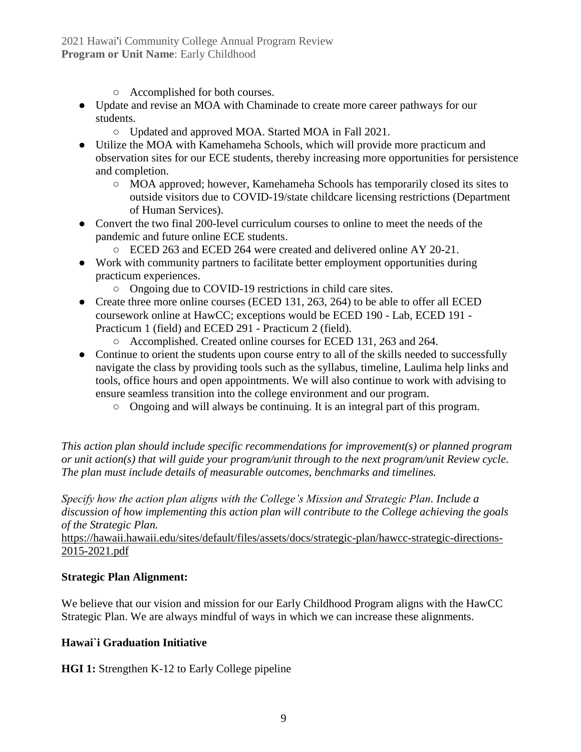- Accomplished for both courses.
- Update and revise an MOA with Chaminade to create more career pathways for our students.
    - Updated and approved MOA. Started MOA in Fall 2021.
- Utilize the MOA with Kamehameha Schools, which will provide more practicum and observation sites for our ECE students, thereby increasing more opportunities for persistence and completion.
    - MOA approved; however, Kamehameha Schools has temporarily closed its sites to outside visitors due to COVID-19/state childcare licensing restrictions (Department of Human Services).
- Convert the two final 200-level curriculum courses to online to meet the needs of the pandemic and future online ECE students.
    - ECED 263 and ECED 264 were created and delivered online AY 20-21.
- Work with community partners to facilitate better employment opportunities during practicum experiences.
    - Ongoing due to COVID-19 restrictions in child care sites.
- Create three more online courses (ECED 131, 263, 264) to be able to offer all ECED coursework online at HawCC; exceptions would be ECED 190 - Lab, ECED 191 - Practicum 1 (field) and ECED 291 - Practicum 2 (field).
    - Accomplished. Created online courses for ECED 131, 263 and 264.
- Continue to orient the students upon course entry to all of the skills needed to successfully navigate the class by providing tools such as the syllabus, timeline, Laulima help links and tools, office hours and open appointments. We will also continue to work with advising to ensure seamless transition into the college environment and our program.
    - Ongoing and will always be continuing. It is an integral part of this program.

*This action plan should include specific recommendations for improvement(s) or planned program or unit action(s) that will guide your program/unit through to the next program/unit Review cycle. The plan must include details of measurable outcomes, benchmarks and timelines.*

*Specify how the action plan aligns with the College's Mission and Strategic Plan. Include a discussion of how implementing this action plan will contribute to the College achieving the goals of the Strategic Plan.*
https://hawaii.hawaii.edu/sites/default/files/assets/docs/strategic-plan/hawcc-strategic-directions-2015-2021.pdf

**Strategic Plan Alignment:**

We believe that our vision and mission for our Early Childhood Program aligns with the HawCC Strategic Plan. We are always mindful of ways in which we can increase these alignments.

**Hawai`i Graduation Initiative**

**HGI 1:** Strengthen K-12 to Early College pipeline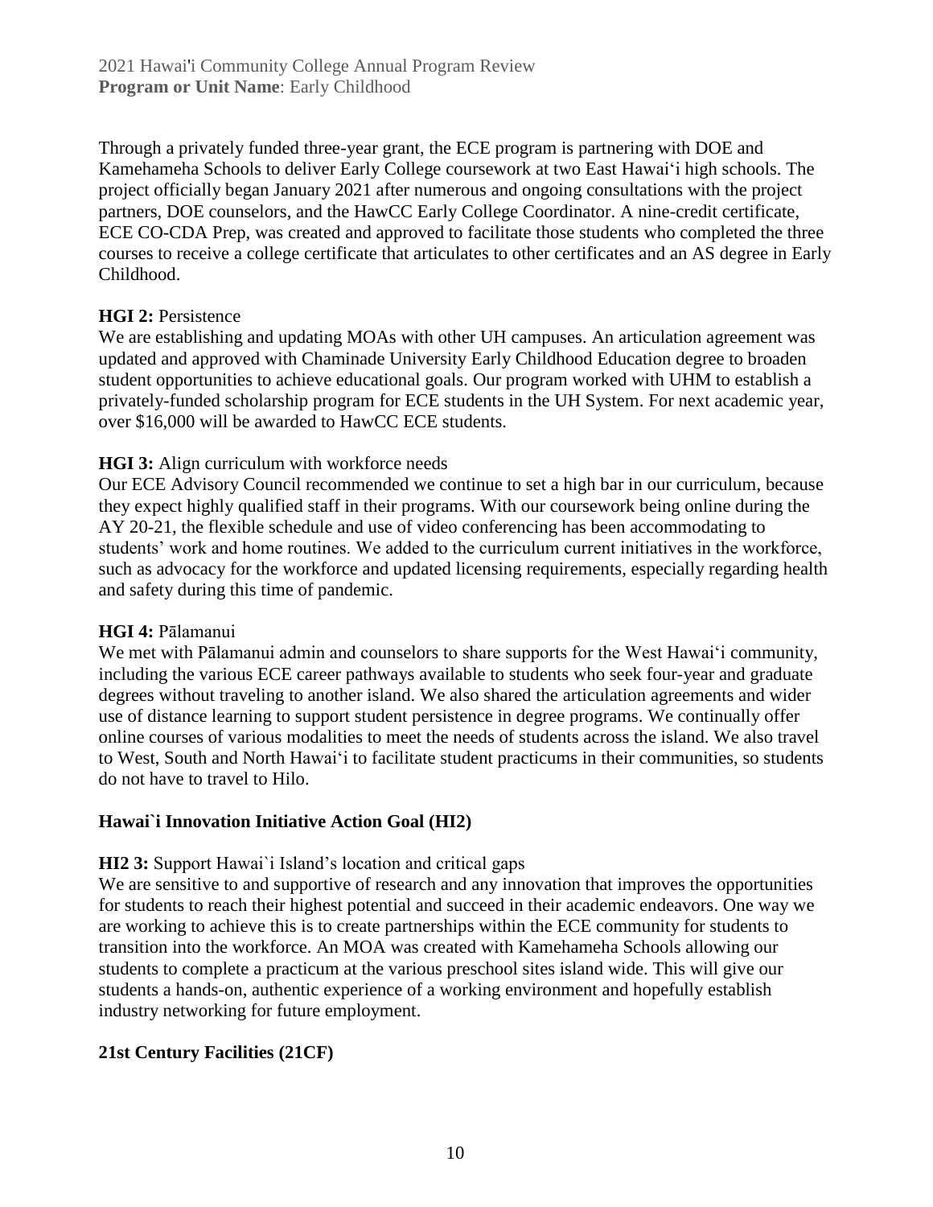Through a privately funded three-year grant, the ECE program is partnering with DOE and Kamehameha Schools to deliver Early College coursework at two East Hawaiʻi high schools. The project officially began January 2021 after numerous and ongoing consultations with the project partners, DOE counselors, and the HawCC Early College Coordinator. A nine-credit certificate, ECE CO-CDA Prep, was created and approved to facilitate those students who completed the three courses to receive a college certificate that articulates to other certificates and an AS degree in Early Childhood.

**HGI 2:** Persistence

We are establishing and updating MOAs with other UH campuses. An articulation agreement was updated and approved with Chaminade University Early Childhood Education degree to broaden student opportunities to achieve educational goals. Our program worked with UHM to establish a privately-funded scholarship program for ECE students in the UH System. For next academic year, over $16,000 will be awarded to HawCC ECE students.

**HGI 3:** Align curriculum with workforce needs

Our ECE Advisory Council recommended we continue to set a high bar in our curriculum, because they expect highly qualified staff in their programs. With our coursework being online during the AY 20-21, the flexible schedule and use of video conferencing has been accommodating to students' work and home routines. We added to the curriculum current initiatives in the workforce, such as advocacy for the workforce and updated licensing requirements, especially regarding health and safety during this time of pandemic.

**HGI 4:** Pālamanui

We met with Pālamanui admin and counselors to share supports for the West Hawaiʻi community, including the various ECE career pathways available to students who seek four-year and graduate degrees without traveling to another island. We also shared the articulation agreements and wider use of distance learning to support student persistence in degree programs. We continually offer online courses of various modalities to meet the needs of students across the island. We also travel to West, South and North Hawaiʻi to facilitate student practicums in their communities, so students do not have to travel to Hilo.

## Hawai`i Innovation Initiative Action Goal (HI2)

**HI2 3:** Support Hawai`i Island's location and critical gaps

We are sensitive to and supportive of research and any innovation that improves the opportunities for students to reach their highest potential and succeed in their academic endeavors. One way we are working to achieve this is to create partnerships within the ECE community for students to transition into the workforce. An MOA was created with Kamehameha Schools allowing our students to complete a practicum at the various preschool sites island wide. This will give our students a hands-on, authentic experience of a working environment and hopefully establish industry networking for future employment.

## 21st Century Facilities (21CF)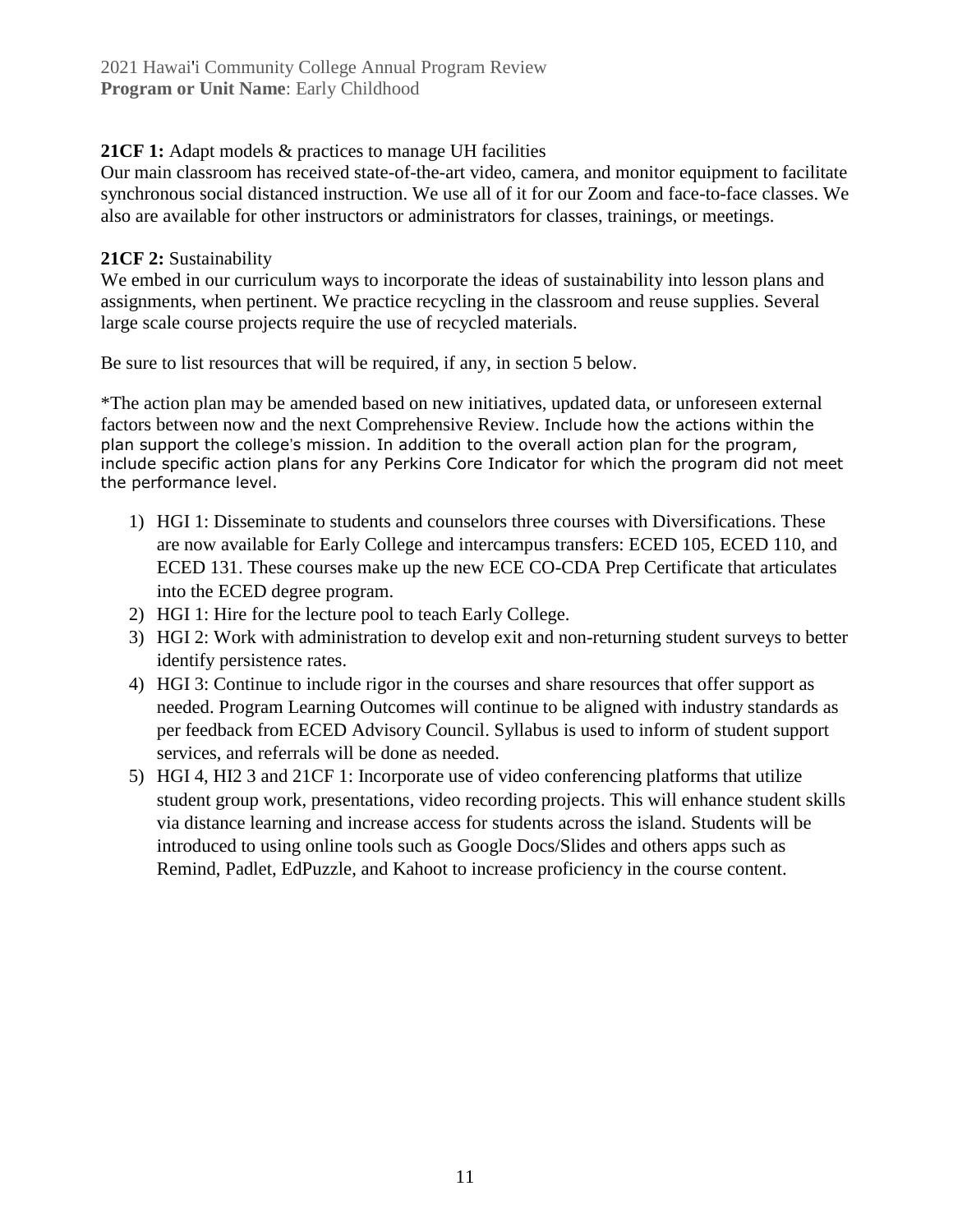**21CF 1:** Adapt models & practices to manage UH facilities
Our main classroom has received state-of-the-art video, camera, and monitor equipment to facilitate synchronous social distanced instruction. We use all of it for our Zoom and face-to-face classes. We also are available for other instructors or administrators for classes, trainings, or meetings.

**21CF 2:** Sustainability
We embed in our curriculum ways to incorporate the ideas of sustainability into lesson plans and assignments, when pertinent. We practice recycling in the classroom and reuse supplies. Several large scale course projects require the use of recycled materials.

Be sure to list resources that will be required, if any, in section 5 below.

*The action plan may be amended based on new initiatives, updated data, or unforeseen external factors between now and the next Comprehensive Review. Include how the actions within the plan support the college's mission. In addition to the overall action plan for the program, include specific action plans for any Perkins Core Indicator for which the program did not meet the performance level.

1) HGI 1: Disseminate to students and counselors three courses with Diversifications. These are now available for Early College and intercampus transfers: ECED 105, ECED 110, and ECED 131. These courses make up the new ECE CO-CDA Prep Certificate that articulates into the ECED degree program.
2) HGI 1: Hire for the lecture pool to teach Early College.
3) HGI 2: Work with administration to develop exit and non-returning student surveys to better identify persistence rates.
4) HGI 3: Continue to include rigor in the courses and share resources that offer support as needed. Program Learning Outcomes will continue to be aligned with industry standards as per feedback from ECED Advisory Council. Syllabus is used to inform of student support services, and referrals will be done as needed.
5) HGI 4, HI2 3 and 21CF 1: Incorporate use of video conferencing platforms that utilize student group work, presentations, video recording projects. This will enhance student skills via distance learning and increase access for students across the island. Students will be introduced to using online tools such as Google Docs/Slides and others apps such as Remind, Padlet, EdPuzzle, and Kahoot to increase proficiency in the course content.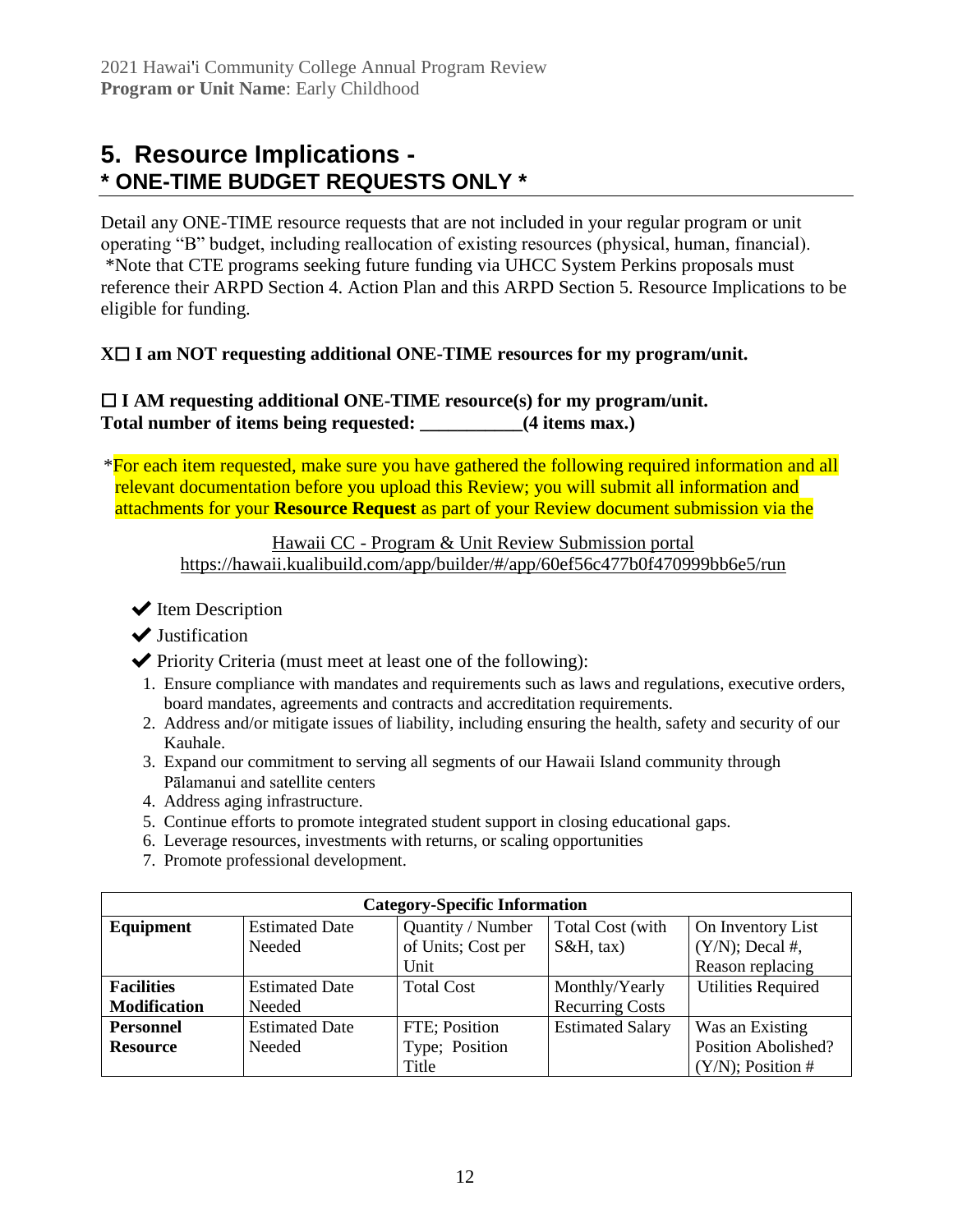## 5. Resource Implications - 
## * ONE-TIME BUDGET REQUESTS ONLY *

Detail any ONE-TIME resource requests that are not included in your regular program or unit operating "B" budget, including reallocation of existing resources (physical, human, financial).
*Note that CTE programs seeking future funding via UHCC System Perkins proposals must reference their ARPD Section 4. Action Plan and this ARPD Section 5. Resource Implications to be eligible for funding.

**X☐ I am NOT requesting additional ONE-TIME resources for my program/unit.**

**☐ I AM requesting additional ONE-TIME resource(s) for my program/unit.**
**Total number of items being requested: ___________(4 items max.)**

*For each item requested, make sure you have gathered the following required information and all relevant documentation before you upload this Review; you will submit all information and attachments for your **Resource Request** as part of your Review document submission via the

Hawaii CC - Program & Unit Review Submission portal
https://hawaii.kualibuild.com/app/builder/#/app/60ef56c477b0f470999bb6e5/run

- ✔ Item Description
- ✔ Justification
- ✔ Priority Criteria (must meet at least one of the following):
  1. Ensure compliance with mandates and requirements such as laws and regulations, executive orders, board mandates, agreements and contracts and accreditation requirements.
  2. Address and/or mitigate issues of liability, including ensuring the health, safety and security of our Kauhale.
  3. Expand our commitment to serving all segments of our Hawaii Island community through Pālamanui and satellite centers
  4. Address aging infrastructure.
  5. Continue efforts to promote integrated student support in closing educational gaps.
  6. Leverage resources, investments with returns, or scaling opportunities
  7. Promote professional development.

| **Category-Specific Information** | | | | |
|---|---|---|---|---|
| **Equipment** | Estimated Date Needed | Quantity / Number of Units; Cost per Unit | Total Cost (with S&H, tax) | On Inventory List (Y/N); Decal #, Reason replacing |
| **Facilities Modification** | Estimated Date Needed | Total Cost | Monthly/Yearly Recurring Costs | Utilities Required |
| **Personnel Resource** | Estimated Date Needed | FTE; Position Type; Position Title | Estimated Salary | Was an Existing Position Abolished? (Y/N); Position # |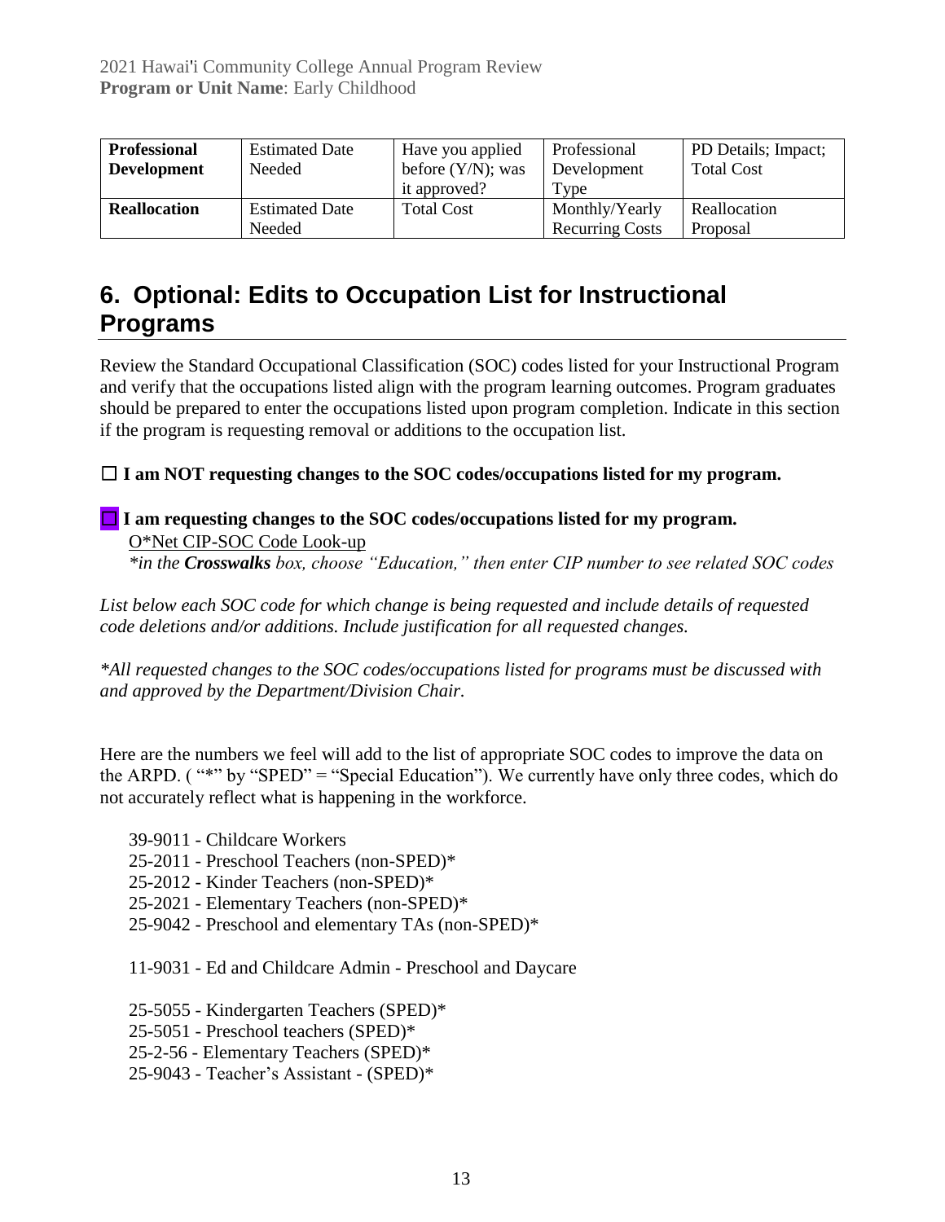| **Professional Development** | Estimated Date Needed | Have you applied before (Y/N); was it approved? | Professional Development Type | PD Details; Impact; Total Cost |
|---|---|---|---|---|
| **Reallocation** | Estimated Date Needed | Total Cost | Monthly/Yearly Recurring Costs | Reallocation Proposal |

# 6. Optional: Edits to Occupation List for Instructional Programs

Review the Standard Occupational Classification (SOC) codes listed for your Instructional Program and verify that the occupations listed align with the program learning outcomes. Program graduates should be prepared to enter the occupations listed upon program completion. Indicate in this section if the program is requesting removal or additions to the occupation list.

☐ **I am NOT requesting changes to the SOC codes/occupations listed for my program.**

☐ **I am requesting changes to the SOC codes/occupations listed for my program.**
O*Net CIP-SOC Code Look-up
*\*in the **Crosswalks** box, choose "Education," then enter CIP number to see related SOC codes*

*List below each SOC code for which change is being requested and include details of requested code deletions and/or additions. Include justification for all requested changes.*

*\*All requested changes to the SOC codes/occupations listed for programs must be discussed with and approved by the Department/Division Chair.*

Here are the numbers we feel will add to the list of appropriate SOC codes to improve the data on the ARPD. ( "*" by "SPED" = "Special Education"). We currently have only three codes, which do not accurately reflect what is happening in the workforce.

39-9011 - Childcare Workers
25-2011 - Preschool Teachers (non-SPED)*
25-2012 - Kinder Teachers (non-SPED)*
25-2021 - Elementary Teachers (non-SPED)*
25-9042 - Preschool and elementary TAs (non-SPED)*

11-9031 - Ed and Childcare Admin - Preschool and Daycare

25-5055 - Kindergarten Teachers (SPED)*
25-5051 - Preschool teachers (SPED)*
25-2-56 - Elementary Teachers (SPED)*
25-9043 - Teacher's Assistant - (SPED)*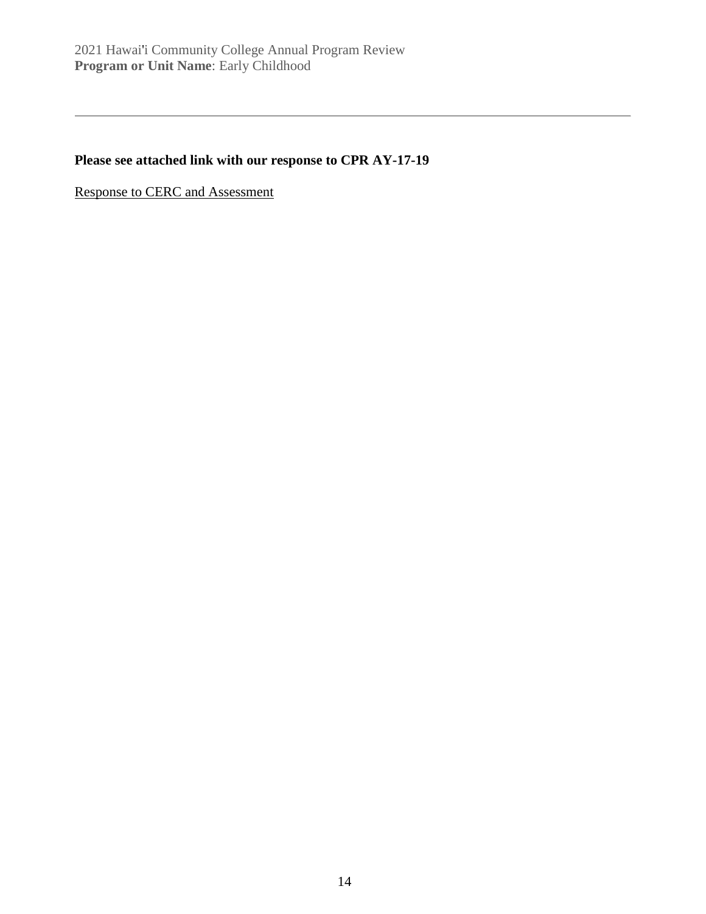**Please see attached link with our response to CPR AY-17-19**

Response to CERC and Assessment